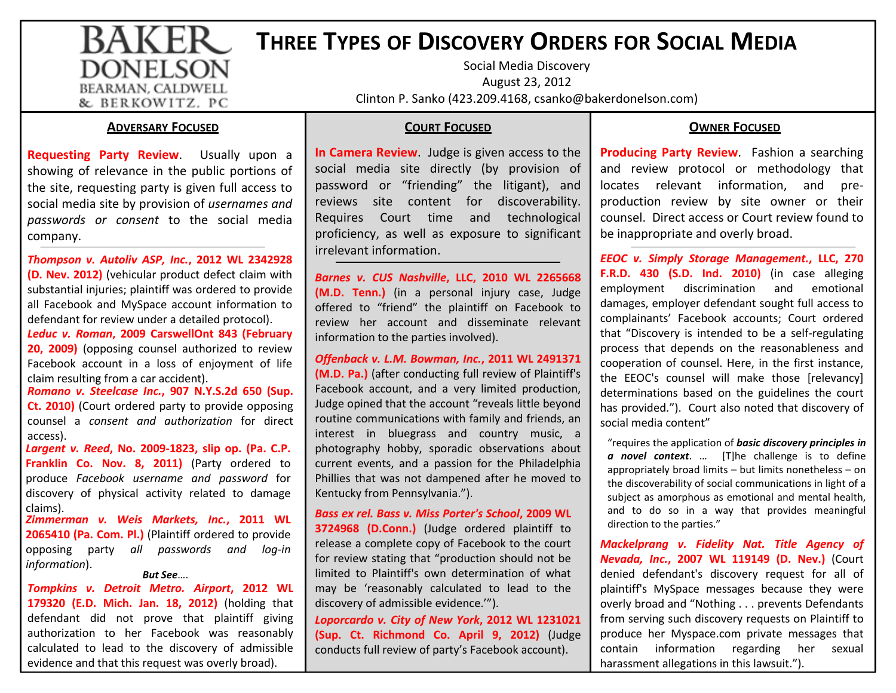BAKER DONELSON BEARMAN, CALDWELL & BERKOWITZ, PC

# THREE TYPES OF DISCOVERY ORDERS FOR SOCIAL MEDIA

Social Media Discovery

August 23, 2012

Clinton P. Sanko (423.209.4168, csanko@bakerdonelson.com)

## ADVERSARY FOCUSED

**Requesting Party Review**. Usually upon a showing of relevance in the public portions of the site, requesting party is given full access to social media site by provision of *usernames and passwords or consent* to the social media company.

***Thompson v. Autoliv ASP, Inc.*, 2012 WL 2342928 (D. Nev. 2012)** (vehicular product defect claim with substantial injuries; plaintiff was ordered to provide all Facebook and MySpace account information to defendant for review under a detailed protocol).

***Leduc v. Roman*, 2009 CarswellOnt 843 (February 20, 2009)** (opposing counsel authorized to review Facebook account in a loss of enjoyment of life claim resulting from a car accident).

***Romano v. Steelcase Inc.*, 907 N.Y.S.2d 650 (Sup. Ct. 2010)** (Court ordered party to provide opposing counsel a *consent and authorization* for direct access).

***Largent v. Reed*, No. 2009-1823, slip op. (Pa. C.P. Franklin Co. Nov. 8, 2011)** (Party ordered to produce *Facebook username and password* for discovery of physical activity related to damage claims).

***Zimmerman v. Weis Markets, Inc.*, 2011 WL 2065410 (Pa. Com. Pl.)** (Plaintiff ordered to provide opposing party *all passwords and log-in information*).

***But See….***

***Tompkins v. Detroit Metro. Airport*, 2012 WL 179320 (E.D. Mich. Jan. 18, 2012)** (holding that defendant did not prove that plaintiff giving authorization to her Facebook was reasonably calculated to lead to the discovery of admissible evidence and that this request was overly broad).

## COURT FOCUSED

**In Camera Review**. Judge is given access to the social media site directly (by provision of password or "friending" the litigant), and reviews site content for discoverability. Requires Court time and technological proficiency, as well as exposure to significant irrelevant information.

***Barnes v. CUS Nashville*, LLC, 2010 WL 2265668 (M.D. Tenn.)** (in a personal injury case, Judge offered to "friend" the plaintiff on Facebook to review her account and disseminate relevant information to the parties involved).

***Offenback v. L.M. Bowman, Inc.*, 2011 WL 2491371 (M.D. Pa.)** (after conducting full review of Plaintiff's Facebook account, and a very limited production, Judge opined that the account "reveals little beyond routine communications with family and friends, an interest in bluegrass and country music, a photography hobby, sporadic observations about current events, and a passion for the Philadelphia Phillies that was not dampened after he moved to Kentucky from Pennsylvania.").

***Bass ex rel. Bass v. Miss Porter's School*, 2009 WL 3724968 (D.Conn.)** (Judge ordered plaintiff to release a complete copy of Facebook to the court for review stating that "production should not be limited to Plaintiff's own determination of what may be 'reasonably calculated to lead to the discovery of admissible evidence.'").

***Loporcardo v. City of New York*, 2012 WL 1231021 (Sup. Ct. Richmond Co. April 9, 2012)** (Judge conducts full review of party's Facebook account).

## OWNER FOCUSED

**Producing Party Review**. Fashion a searching and review protocol or methodology that locates relevant information, and pre-production review by site owner or their counsel. Direct access or Court review found to be inappropriate and overly broad.

***EEOC v. Simply Storage Management.*, LLC, 270 F.R.D. 430 (S.D. Ind. 2010)** (in case alleging employment discrimination and emotional damages, employer defendant sought full access to complainants' Facebook accounts; Court ordered that "Discovery is intended to be a self-regulating process that depends on the reasonableness and cooperation of counsel. Here, in the first instance, the EEOC's counsel will make those [relevancy] determinations based on the guidelines the court has provided."). Court also noted that discovery of social media content"

> "requires the application of ***basic discovery principles in a novel context***. … [T]he challenge is to define appropriately broad limits – but limits nonetheless – on the discoverability of social communications in light of a subject as amorphous as emotional and mental health, and to do so in a way that provides meaningful direction to the parties."

***Mackelprang v. Fidelity Nat. Title Agency of Nevada, Inc.*, 2007 WL 119149 (D. Nev.)** (Court denied defendant's discovery request for all of plaintiff's MySpace messages because they were overly broad and "Nothing . . . prevents Defendants from serving such discovery requests on Plaintiff to produce her Myspace.com private messages that contain information regarding her sexual harassment allegations in this lawsuit.").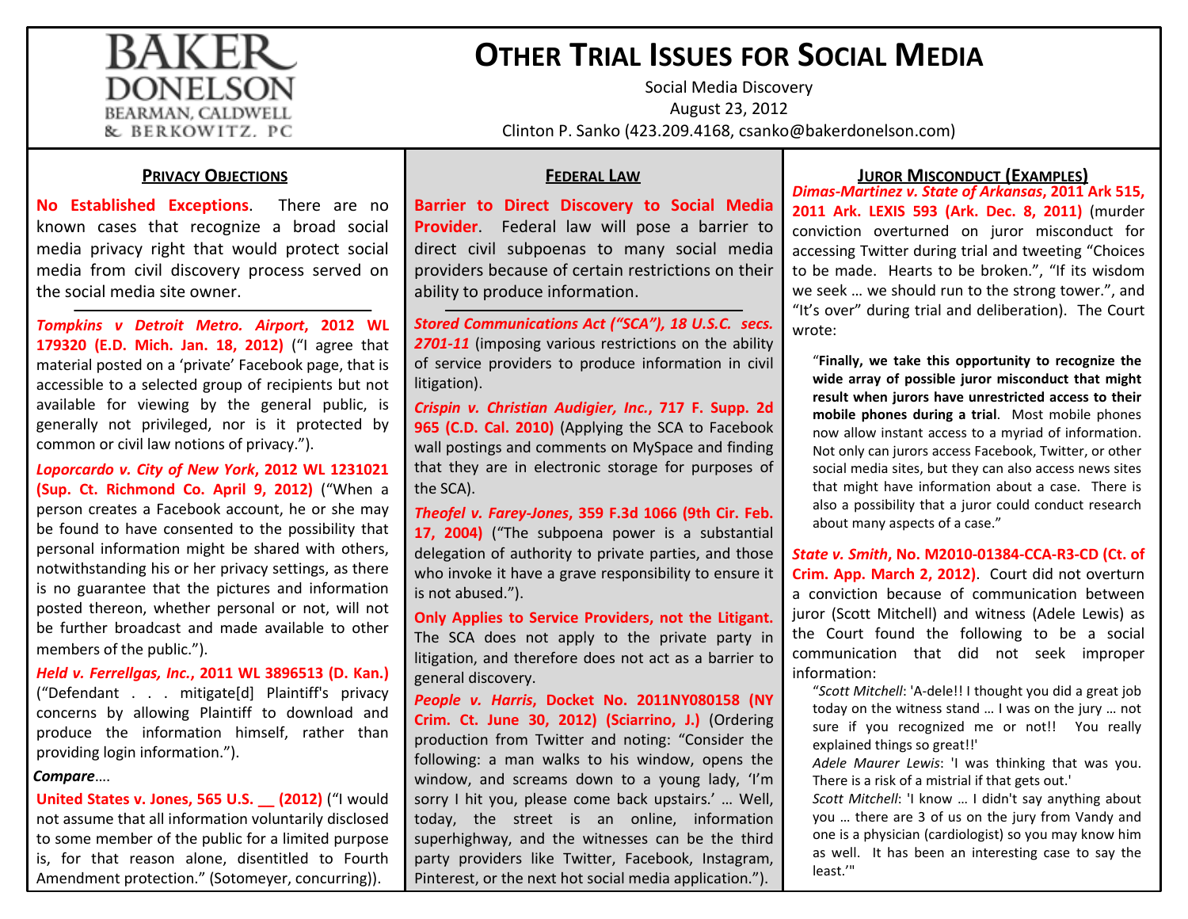# Other Trial Issues for Social Media

Social Media Discovery
August 23, 2012
Clinton P. Sanko (423.209.4168, csanko@bakerdonelson.com)

BAKER DONELSON BEARMAN, CALDWELL & BERKOWITZ, PC

## Privacy Objections

**No Established Exceptions**. There are no known cases that recognize a broad social media privacy right that would protect social media from civil discovery process served on the social media site owner.

***Tompkins v Detroit Metro. Airport*, 2012 WL 179320 (E.D. Mich. Jan. 18, 2012)** ("I agree that material posted on a 'private' Facebook page, that is accessible to a selected group of recipients but not available for viewing by the general public, is generally not privileged, nor is it protected by common or civil law notions of privacy.").

***Loporcardo v. City of New York*, 2012 WL 1231021 (Sup. Ct. Richmond Co. April 9, 2012)** ("When a person creates a Facebook account, he or she may be found to have consented to the possibility that personal information might be shared with others, notwithstanding his or her privacy settings, as there is no guarantee that the pictures and information posted thereon, whether personal or not, will not be further broadcast and made available to other members of the public.").

***Held v. Ferrellgas, Inc.*, 2011 WL 3896513 (D. Kan.)** ("Defendant . . . mitigate[d] Plaintiff's privacy concerns by allowing Plaintiff to download and produce the information himself, rather than providing login information.").

***Compare*….**

**United States v. Jones, 565 U.S. __ (2012)** ("I would not assume that all information voluntarily disclosed to some member of the public for a limited purpose is, for that reason alone, disentitled to Fourth Amendment protection." (Sotomeyer, concurring)).

## Federal Law

**Barrier to Direct Discovery to Social Media Provider**. Federal law will pose a barrier to direct civil subpoenas to many social media providers because of certain restrictions on their ability to produce information.

***Stored Communications Act ("SCA"), 18 U.S.C. secs. 2701-11*** (imposing various restrictions on the ability of service providers to produce information in civil litigation).

***Crispin v. Christian Audigier, Inc.*, 717 F. Supp. 2d 965 (C.D. Cal. 2010)** (Applying the SCA to Facebook wall postings and comments on MySpace and finding that they are in electronic storage for purposes of the SCA).

***Theofel v. Farey-Jones*, 359 F.3d 1066 (9th Cir. Feb. 17, 2004)** ("The subpoena power is a substantial delegation of authority to private parties, and those who invoke it have a grave responsibility to ensure it is not abused.").

**Only Applies to Service Providers, not the Litigant.** The SCA does not apply to the private party in litigation, and therefore does not act as a barrier to general discovery.

***People v. Harris*, Docket No. 2011NY080158 (NY Crim. Ct. June 30, 2012) (Sciarrino, J.)** (Ordering production from Twitter and noting: "Consider the following: a man walks to his window, opens the window, and screams down to a young lady, 'I'm sorry I hit you, please come back upstairs.' … Well, today, the street is an online, information superhighway, and the witnesses can be the third party providers like Twitter, Facebook, Instagram, Pinterest, or the next hot social media application.").

## Juror Misconduct (Examples)

***Dimas-Martinez v. State of Arkansas*, 2011 Ark 515, 2011 Ark. LEXIS 593 (Ark. Dec. 8, 2011)** (murder conviction overturned on juror misconduct for accessing Twitter during trial and tweeting "Choices to be made. Hearts to be broken.", "If its wisdom we seek … we should run to the strong tower.", and "It's over" during trial and deliberation). The Court wrote:

> "**Finally, we take this opportunity to recognize the wide array of possible juror misconduct that might result when jurors have unrestricted access to their mobile phones during a trial**. Most mobile phones now allow instant access to a myriad of information. Not only can jurors access Facebook, Twitter, or other social media sites, but they can also access news sites that might have information about a case. There is also a possibility that a juror could conduct research about many aspects of a case."

**State v. Smith, No. M2010-01384-CCA-R3-CD (Ct. of Crim. App. March 2, 2012)**. Court did not overturn a conviction because of communication between juror (Scott Mitchell) and witness (Adele Lewis) as the Court found the following to be a social communication that did not seek improper information:

> "*Scott Mitchell*: 'A-dele!! I thought you did a great job today on the witness stand … I was on the jury … not sure if you recognized me or not!! You really explained things so great!!'
> *Adele Maurer Lewis*: 'I was thinking that was you. There is a risk of a mistrial if that gets out.'
> *Scott Mitchell*: 'I know … I didn't say anything about you … there are 3 of us on the jury from Vandy and one is a physician (cardiologist) so you may know him as well. It has been an interesting case to say the least.'"